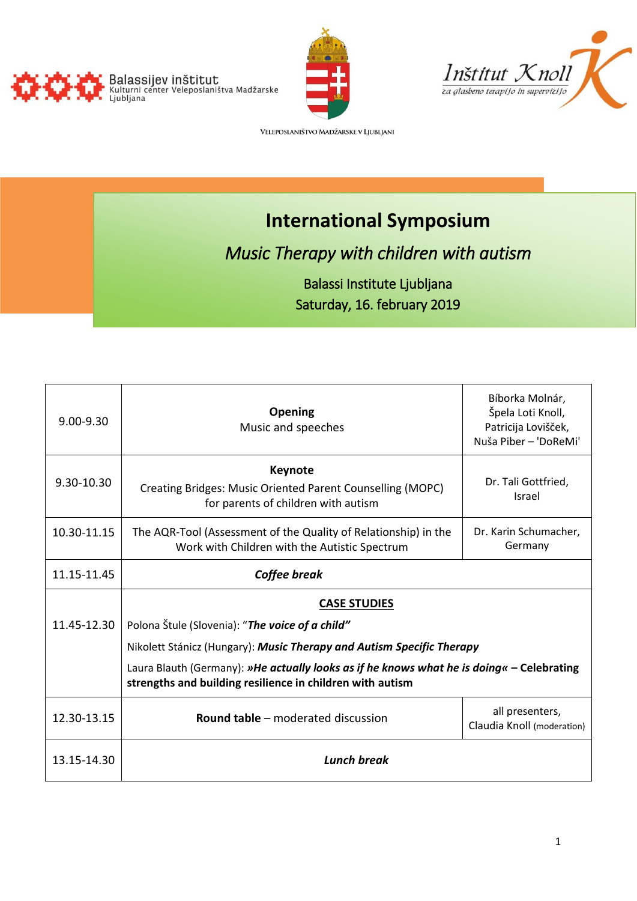Balassijev inštitut
Kulturni center Veleposlaništva Madžarske
Ljubljana

VELEPOSLANIŠTVO MADŽARSKE V LJUBLJANI

Inštitut Knoll
za glasbeno terapijo in supervizijo

# International Symposium

## *Music Therapy with children with autism*

Balassi Institute Ljubljana

Saturday, 16. february 2019

| | | |
|---|---|---|
| 9.00-9.30 | **Opening**<br>Music and speeches | Bíborka Molnár, Špela Loti Knoll, Patricija Loviščček, Nuša Piber – 'DoReMi' |
| 9.30-10.30 | **Keynote**<br>Creating Bridges: Music Oriented Parent Counselling (MOPC) for parents of children with autism | Dr. Tali Gottfried, Israel |
| 10.30-11.15 | The AQR-Tool (Assessment of the Quality of Relationship) in the Work with Children with the Autistic Spectrum | Dr. Karin Schumacher, Germany |
| 11.15-11.45 | ***Coffee break*** | |
| 11.45-12.30 | **CASE STUDIES**<br>Polona Štule (Slovenia): "***The voice of a child"***<br>Nikolett Stánicz (Hungary): ***Music Therapy and Autism Specific Therapy***<br>Laura Blauth (Germany): ***»He actually looks as if he knows what he is doing«*** **– Celebrating strengths and building resilience in children with autism** | |
| 12.30-13.15 | **Round table** – moderated discussion | all presenters, Claudia Knoll (moderation) |
| 13.15-14.30 | ***Lunch break*** | |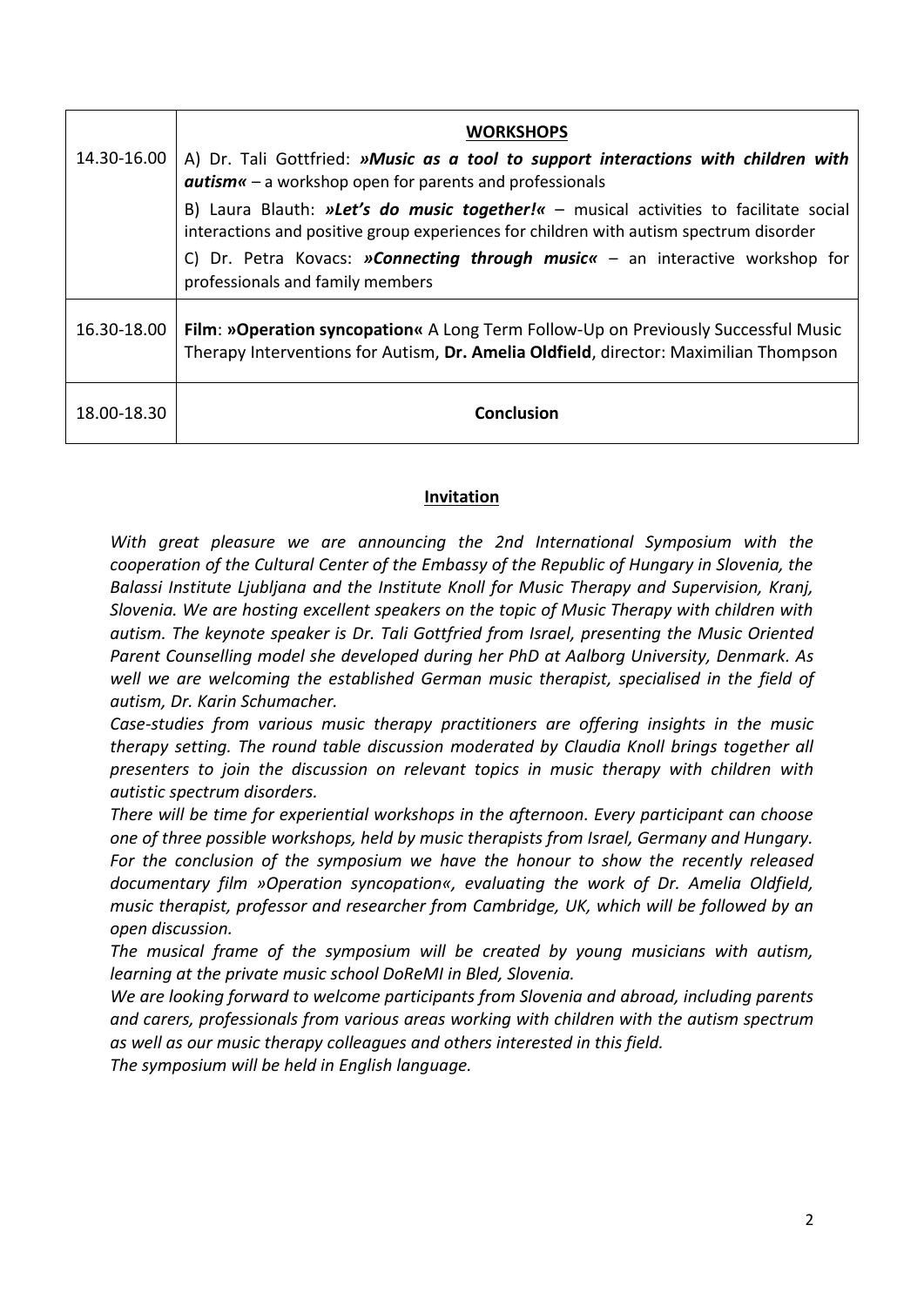| | |
|---|---|
| 14.30-16.00 | **WORKSHOPS**<br>A) Dr. Tali Gottfried: ***»Music as a tool to support interactions with children with autism«*** – a workshop open for parents and professionals<br>B) Laura Blauth: ***»Let's do music together!«*** – musical activities to facilitate social interactions and positive group experiences for children with autism spectrum disorder<br>C) Dr. Petra Kovacs: ***»Connecting through music«*** – an interactive workshop for professionals and family members |
| 16.30-18.00 | **Film**: **»Operation syncopation«** A Long Term Follow-Up on Previously Successful Music Therapy Interventions for Autism, **Dr. Amelia Oldfield**, director: Maximilian Thompson |
| 18.00-18.30 | **Conclusion** |

## Invitation

*With great pleasure we are announcing the 2nd International Symposium with the cooperation of the Cultural Center of the Embassy of the Republic of Hungary in Slovenia, the Balassi Institute Ljubljana and the Institute Knoll for Music Therapy and Supervision, Kranj, Slovenia. We are hosting excellent speakers on the topic of Music Therapy with children with autism. The keynote speaker is Dr. Tali Gottfried from Israel, presenting the Music Oriented Parent Counselling model she developed during her PhD at Aalborg University, Denmark. As well we are welcoming the established German music therapist, specialised in the field of autism, Dr. Karin Schumacher.*

*Case-studies from various music therapy practitioners are offering insights in the music therapy setting. The round table discussion moderated by Claudia Knoll brings together all presenters to join the discussion on relevant topics in music therapy with children with autistic spectrum disorders.*

*There will be time for experiential workshops in the afternoon. Every participant can choose one of three possible workshops, held by music therapists from Israel, Germany and Hungary.*

*For the conclusion of the symposium we have the honour to show the recently released documentary film »Operation syncopation«, evaluating the work of Dr. Amelia Oldfield, music therapist, professor and researcher from Cambridge, UK, which will be followed by an open discussion.*

*The musical frame of the symposium will be created by young musicians with autism, learning at the private music school DoReMI in Bled, Slovenia.*

*We are looking forward to welcome participants from Slovenia and abroad, including parents and carers, professionals from various areas working with children with the autism spectrum as well as our music therapy colleagues and others interested in this field.*

*The symposium will be held in English language.*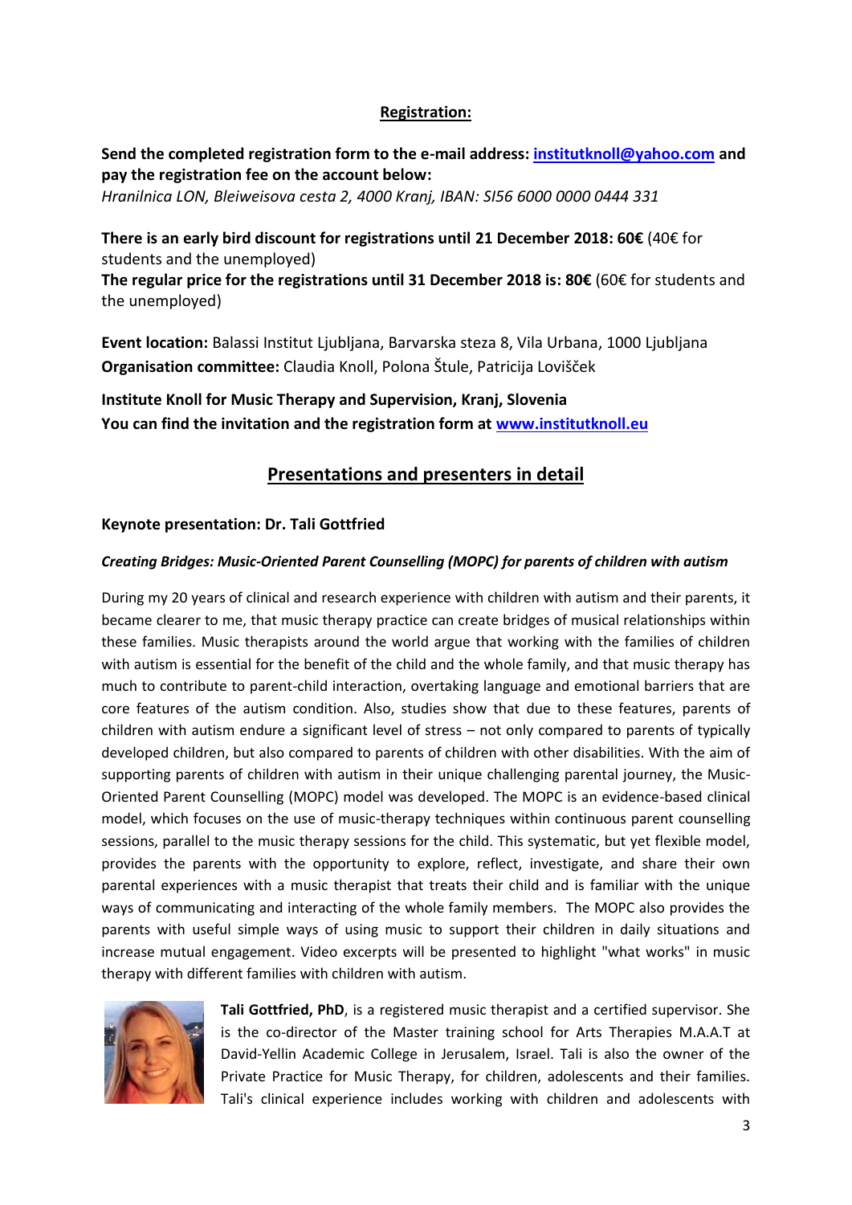## Registration:

**Send the completed registration form to the e-mail address: institutknoll@yahoo.com and pay the registration fee on the account below:**
*Hranilnica LON, Bleiweisova cesta 2, 4000 Kranj, IBAN: SI56 6000 0000 0444 331*

**There is an early bird discount for registrations until 21 December 2018: 60€** (40€ for students and the unemployed)
**The regular price for the registrations until 31 December 2018 is: 80€** (60€ for students and the unemployed)

**Event location:** Balassi Institut Ljubljana, Barvarska steza 8, Vila Urbana, 1000 Ljubljana
**Organisation committee:** Claudia Knoll, Polona Štule, Patricija Lovišček

**Institute Knoll for Music Therapy and Supervision, Kranj, Slovenia**
**You can find the invitation and the registration form at www.institutknoll.eu**

## Presentations and presenters in detail

### Keynote presentation: Dr. Tali Gottfried

***Creating Bridges: Music-Oriented Parent Counselling (MOPC) for parents of children with autism***

During my 20 years of clinical and research experience with children with autism and their parents, it became clearer to me, that music therapy practice can create bridges of musical relationships within these families. Music therapists around the world argue that working with the families of children with autism is essential for the benefit of the child and the whole family, and that music therapy has much to contribute to parent-child interaction, overtaking language and emotional barriers that are core features of the autism condition. Also, studies show that due to these features, parents of children with autism endure a significant level of stress – not only compared to parents of typically developed children, but also compared to parents of children with other disabilities. With the aim of supporting parents of children with autism in their unique challenging parental journey, the Music-Oriented Parent Counselling (MOPC) model was developed. The MOPC is an evidence-based clinical model, which focuses on the use of music-therapy techniques within continuous parent counselling sessions, parallel to the music therapy sessions for the child. This systematic, but yet flexible model, provides the parents with the opportunity to explore, reflect, investigate, and share their own parental experiences with a music therapist that treats their child and is familiar with the unique ways of communicating and interacting of the whole family members. The MOPC also provides the parents with useful simple ways of using music to support their children in daily situations and increase mutual engagement. Video excerpts will be presented to highlight "what works" in music therapy with different families with children with autism.

**Tali Gottfried, PhD**, is a registered music therapist and a certified supervisor. She is the co-director of the Master training school for Arts Therapies M.A.A.T at David-Yellin Academic College in Jerusalem, Israel. Tali is also the owner of the Private Practice for Music Therapy, for children, adolescents and their families. Tali's clinical experience includes working with children and adolescents with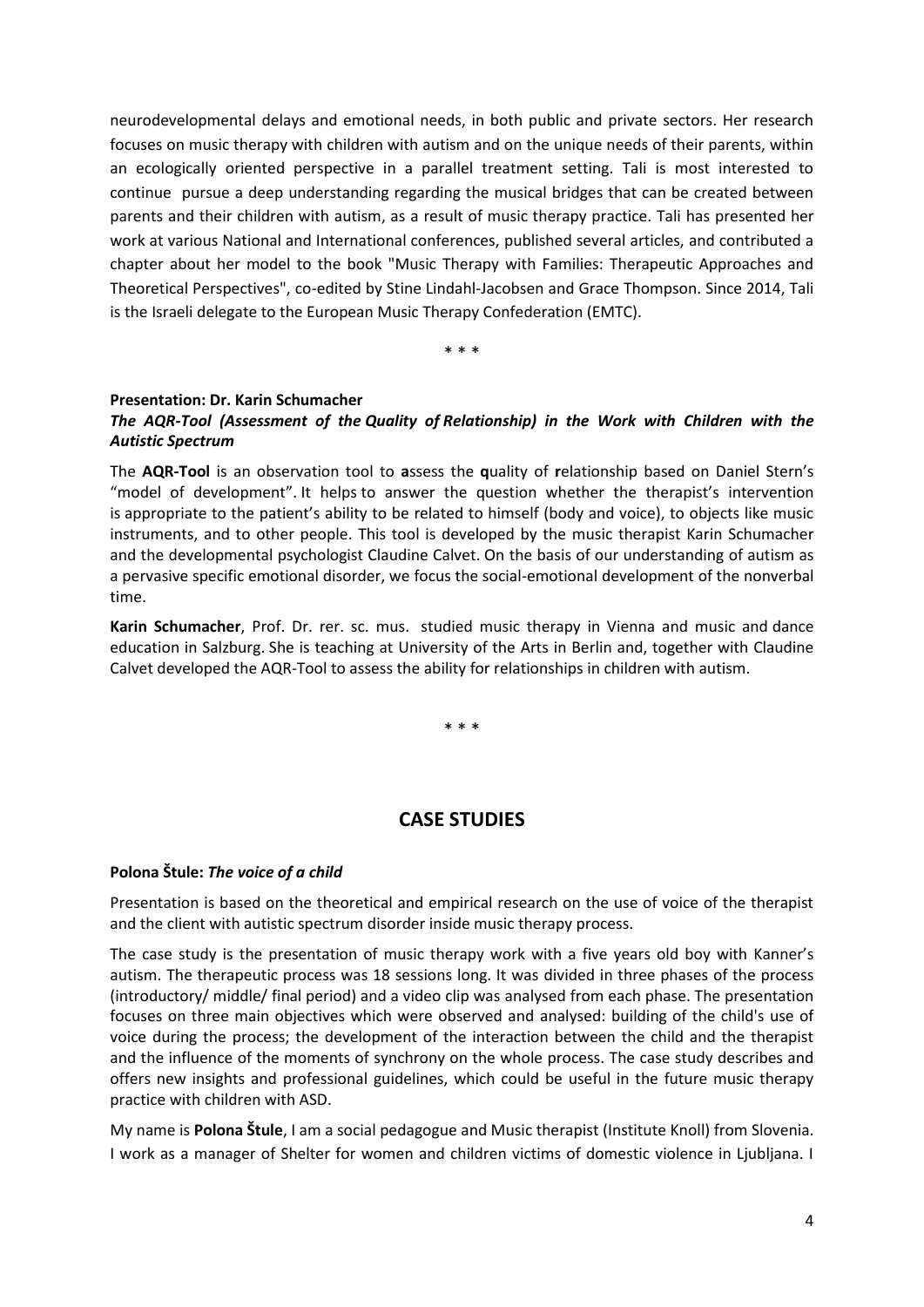neurodevelopmental delays and emotional needs, in both public and private sectors. Her research focuses on music therapy with children with autism and on the unique needs of their parents, within an ecologically oriented perspective in a parallel treatment setting. Tali is most interested to continue pursue a deep understanding regarding the musical bridges that can be created between parents and their children with autism, as a result of music therapy practice. Tali has presented her work at various National and International conferences, published several articles, and contributed a chapter about her model to the book "Music Therapy with Families: Therapeutic Approaches and Theoretical Perspectives", co-edited by Stine Lindahl-Jacobsen and Grace Thompson. Since 2014, Tali is the Israeli delegate to the European Music Therapy Confederation (EMTC).

\* \* \*

**Presentation: Dr. Karin Schumacher**

***The AQR-Tool (Assessment of the Quality of Relationship) in the Work with Children with the Autistic Spectrum***

The **AQR-Tool** is an observation tool to **a**ssess the **q**uality of **r**elationship based on Daniel Stern's "model of development". It helps to answer the question whether the therapist's intervention is appropriate to the patient's ability to be related to himself (body and voice), to objects like music instruments, and to other people. This tool is developed by the music therapist Karin Schumacher and the developmental psychologist Claudine Calvet. On the basis of our understanding of autism as a pervasive specific emotional disorder, we focus the social-emotional development of the nonverbal time.

**Karin Schumacher**, Prof. Dr. rer. sc. mus. studied music therapy in Vienna and music and dance education in Salzburg. She is teaching at University of the Arts in Berlin and, together with Claudine Calvet developed the AQR-Tool to assess the ability for relationships in children with autism.

\* \* \*

## CASE STUDIES

**Polona Štule:** ***The voice of a child***

Presentation is based on the theoretical and empirical research on the use of voice of the therapist and the client with autistic spectrum disorder inside music therapy process.

The case study is the presentation of music therapy work with a five years old boy with Kanner's autism. The therapeutic process was 18 sessions long. It was divided in three phases of the process (introductory/ middle/ final period) and a video clip was analysed from each phase. The presentation focuses on three main objectives which were observed and analysed: building of the child's use of voice during the process; the development of the interaction between the child and the therapist and the influence of the moments of synchrony on the whole process. The case study describes and offers new insights and professional guidelines, which could be useful in the future music therapy practice with children with ASD.

My name is **Polona Štule**, I am a social pedagogue and Music therapist (Institute Knoll) from Slovenia. I work as a manager of Shelter for women and children victims of domestic violence in Ljubljana. I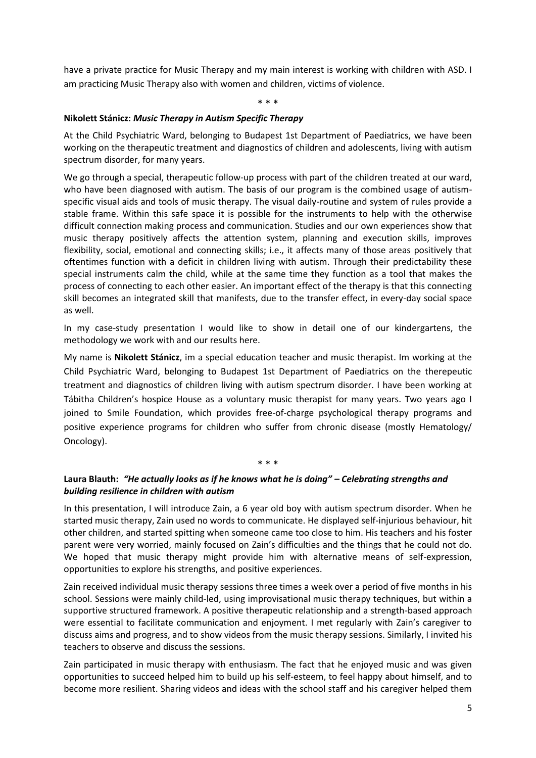have a private practice for Music Therapy and my main interest is working with children with ASD. I am practicing Music Therapy also with women and children, victims of violence.

\* \* \*

**Nikolett Stánicz:** ***Music Therapy in Autism Specific Therapy***

At the Child Psychiatric Ward, belonging to Budapest 1st Department of Paediatrics, we have been working on the therapeutic treatment and diagnostics of children and adolescents, living with autism spectrum disorder, for many years.

We go through a special, therapeutic follow-up process with part of the children treated at our ward, who have been diagnosed with autism. The basis of our program is the combined usage of autism-specific visual aids and tools of music therapy. The visual daily-routine and system of rules provide a stable frame. Within this safe space it is possible for the instruments to help with the otherwise difficult connection making process and communication. Studies and our own experiences show that music therapy positively affects the attention system, planning and execution skills, improves flexibility, social, emotional and connecting skills; i.e., it affects many of those areas positively that oftentimes function with a deficit in children living with autism. Through their predictability these special instruments calm the child, while at the same time they function as a tool that makes the process of connecting to each other easier. An important effect of the therapy is that this connecting skill becomes an integrated skill that manifests, due to the transfer effect, in every-day social space as well.

In my case-study presentation I would like to show in detail one of our kindergartens, the methodology we work with and our results here.

My name is **Nikolett Stánicz**, im a special education teacher and music therapist. Im working at the Child Psychiatric Ward, belonging to Budapest 1st Department of Paediatrics on the therepeutic treatment and diagnostics of children living with autism spectrum disorder. I have been working at Tábitha Children's hospice House as a voluntary music therapist for many years. Two years ago I joined to Smile Foundation, which provides free-of-charge psychological therapy programs and positive experience programs for children who suffer from chronic disease (mostly Hematology/ Oncology).

\* \* \*

**Laura Blauth:** ***"He actually looks as if he knows what he is doing" – Celebrating strengths and building resilience in children with autism***

In this presentation, I will introduce Zain, a 6 year old boy with autism spectrum disorder. When he started music therapy, Zain used no words to communicate. He displayed self-injurious behaviour, hit other children, and started spitting when someone came too close to him. His teachers and his foster parent were very worried, mainly focused on Zain's difficulties and the things that he could not do. We hoped that music therapy might provide him with alternative means of self-expression, opportunities to explore his strengths, and positive experiences.

Zain received individual music therapy sessions three times a week over a period of five months in his school. Sessions were mainly child-led, using improvisational music therapy techniques, but within a supportive structured framework. A positive therapeutic relationship and a strength-based approach were essential to facilitate communication and enjoyment. I met regularly with Zain's caregiver to discuss aims and progress, and to show videos from the music therapy sessions. Similarly, I invited his teachers to observe and discuss the sessions.

Zain participated in music therapy with enthusiasm. The fact that he enjoyed music and was given opportunities to succeed helped him to build up his self-esteem, to feel happy about himself, and to become more resilient. Sharing videos and ideas with the school staff and his caregiver helped them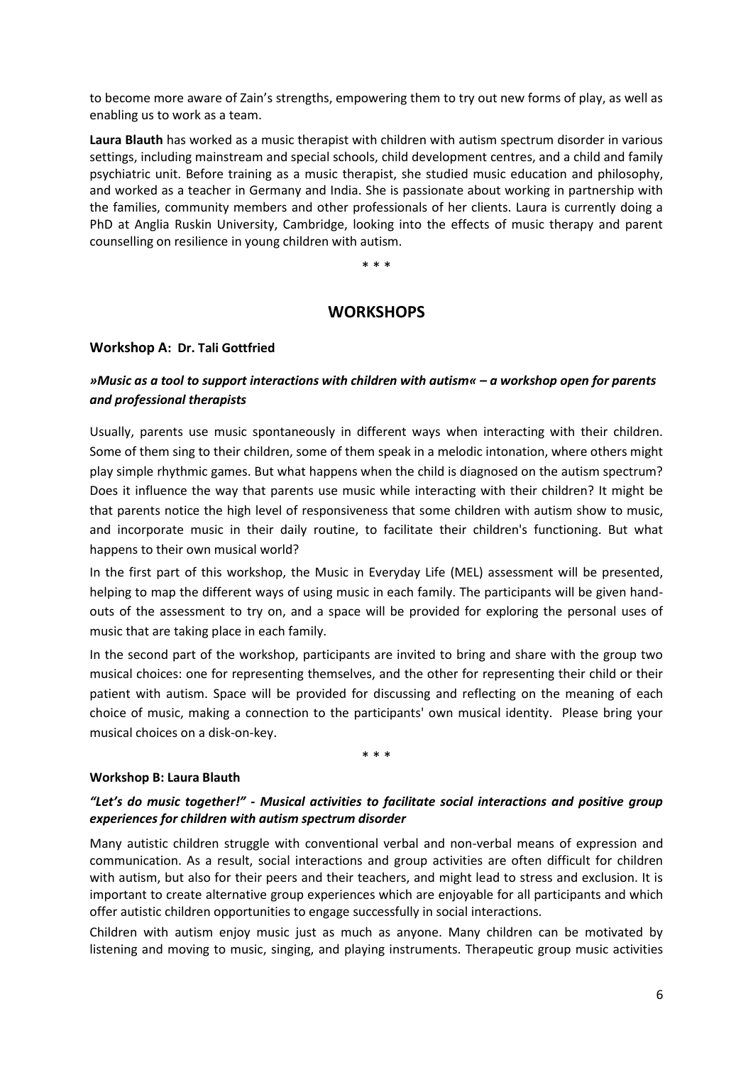to become more aware of Zain's strengths, empowering them to try out new forms of play, as well as enabling us to work as a team.

**Laura Blauth** has worked as a music therapist with children with autism spectrum disorder in various settings, including mainstream and special schools, child development centres, and a child and family psychiatric unit. Before training as a music therapist, she studied music education and philosophy, and worked as a teacher in Germany and India. She is passionate about working in partnership with the families, community members and other professionals of her clients. Laura is currently doing a PhD at Anglia Ruskin University, Cambridge, looking into the effects of music therapy and parent counselling on resilience in young children with autism.

\* \* \*

## WORKSHOPS

### Workshop A: Dr. Tali Gottfried

***»Music as a tool to support interactions with children with autism« – a workshop open for parents and professional therapists***

Usually, parents use music spontaneously in different ways when interacting with their children. Some of them sing to their children, some of them speak in a melodic intonation, where others might play simple rhythmic games. But what happens when the child is diagnosed on the autism spectrum? Does it influence the way that parents use music while interacting with their children? It might be that parents notice the high level of responsiveness that some children with autism show to music, and incorporate music in their daily routine, to facilitate their children's functioning. But what happens to their own musical world?

In the first part of this workshop, the Music in Everyday Life (MEL) assessment will be presented, helping to map the different ways of using music in each family. The participants will be given hand-outs of the assessment to try on, and a space will be provided for exploring the personal uses of music that are taking place in each family.

In the second part of the workshop, participants are invited to bring and share with the group two musical choices: one for representing themselves, and the other for representing their child or their patient with autism. Space will be provided for discussing and reflecting on the meaning of each choice of music, making a connection to the participants' own musical identity. Please bring your musical choices on a disk-on-key.

\* \* \*

**Workshop B: Laura Blauth**

***"Let's do music together!" - Musical activities to facilitate social interactions and positive group experiences for children with autism spectrum disorder***

Many autistic children struggle with conventional verbal and non-verbal means of expression and communication. As a result, social interactions and group activities are often difficult for children with autism, but also for their peers and their teachers, and might lead to stress and exclusion. It is important to create alternative group experiences which are enjoyable for all participants and which offer autistic children opportunities to engage successfully in social interactions.

Children with autism enjoy music just as much as anyone. Many children can be motivated by listening and moving to music, singing, and playing instruments. Therapeutic group music activities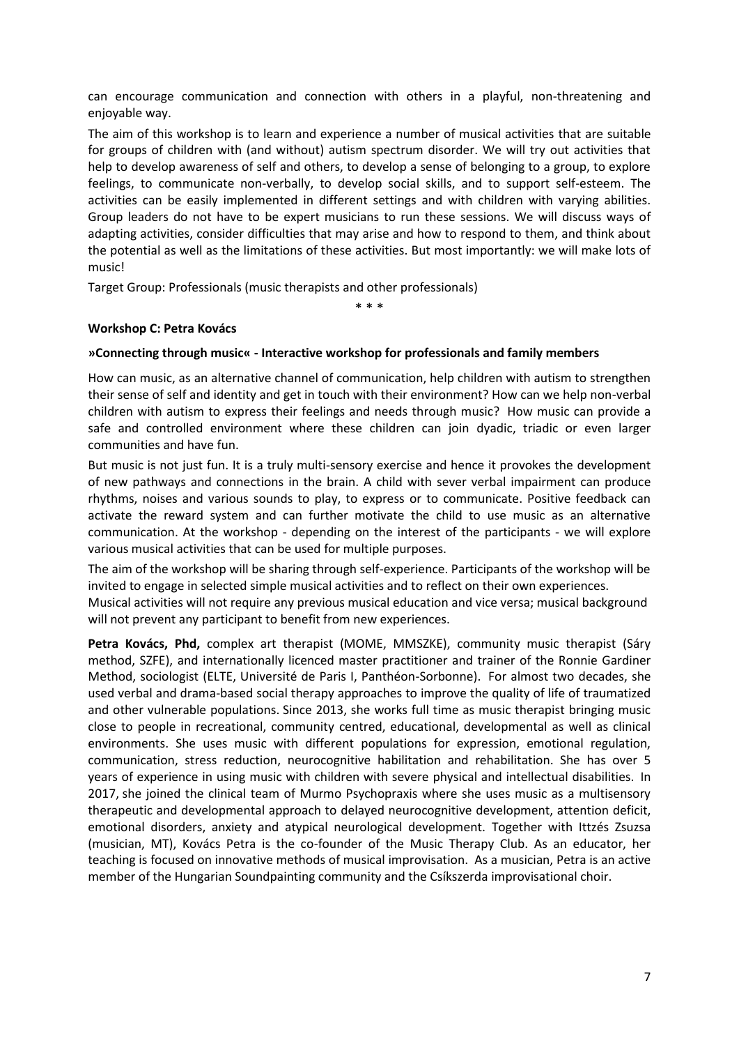can encourage communication and connection with others in a playful, non-threatening and enjoyable way.

The aim of this workshop is to learn and experience a number of musical activities that are suitable for groups of children with (and without) autism spectrum disorder. We will try out activities that help to develop awareness of self and others, to develop a sense of belonging to a group, to explore feelings, to communicate non-verbally, to develop social skills, and to support self-esteem. The activities can be easily implemented in different settings and with children with varying abilities. Group leaders do not have to be expert musicians to run these sessions. We will discuss ways of adapting activities, consider difficulties that may arise and how to respond to them, and think about the potential as well as the limitations of these activities. But most importantly: we will make lots of music!

Target Group: Professionals (music therapists and other professionals)

\* \* \*

**Workshop C: Petra Kovács**

**»Connecting through music« - Interactive workshop for professionals and family members**

How can music, as an alternative channel of communication, help children with autism to strengthen their sense of self and identity and get in touch with their environment? How can we help non-verbal children with autism to express their feelings and needs through music? How music can provide a safe and controlled environment where these children can join dyadic, triadic or even larger communities and have fun.

But music is not just fun. It is a truly multi-sensory exercise and hence it provokes the development of new pathways and connections in the brain. A child with sever verbal impairment can produce rhythms, noises and various sounds to play, to express or to communicate. Positive feedback can activate the reward system and can further motivate the child to use music as an alternative communication. At the workshop - depending on the interest of the participants - we will explore various musical activities that can be used for multiple purposes.

The aim of the workshop will be sharing through self-experience. Participants of the workshop will be invited to engage in selected simple musical activities and to reflect on their own experiences.
Musical activities will not require any previous musical education and vice versa; musical background will not prevent any participant to benefit from new experiences.

**Petra Kovács, Phd,** complex art therapist (MOME, MMSZKE), community music therapist (Sáry method, SZFE), and internationally licenced master practitioner and trainer of the Ronnie Gardiner Method, sociologist (ELTE, Université de Paris I, Panthéon-Sorbonne). For almost two decades, she used verbal and drama-based social therapy approaches to improve the quality of life of traumatized and other vulnerable populations. Since 2013, she works full time as music therapist bringing music close to people in recreational, community centred, educational, developmental as well as clinical environments. She uses music with different populations for expression, emotional regulation, communication, stress reduction, neurocognitive habilitation and rehabilitation. She has over 5 years of experience in using music with children with severe physical and intellectual disabilities. In 2017, she joined the clinical team of Murmo Psychopraxis where she uses music as a multisensory therapeutic and developmental approach to delayed neurocognitive development, attention deficit, emotional disorders, anxiety and atypical neurological development. Together with Ittzés Zsuzsa (musician, MT), Kovács Petra is the co-founder of the Music Therapy Club. As an educator, her teaching is focused on innovative methods of musical improvisation. As a musician, Petra is an active member of the Hungarian Soundpainting community and the Csíkszerda improvisational choir.